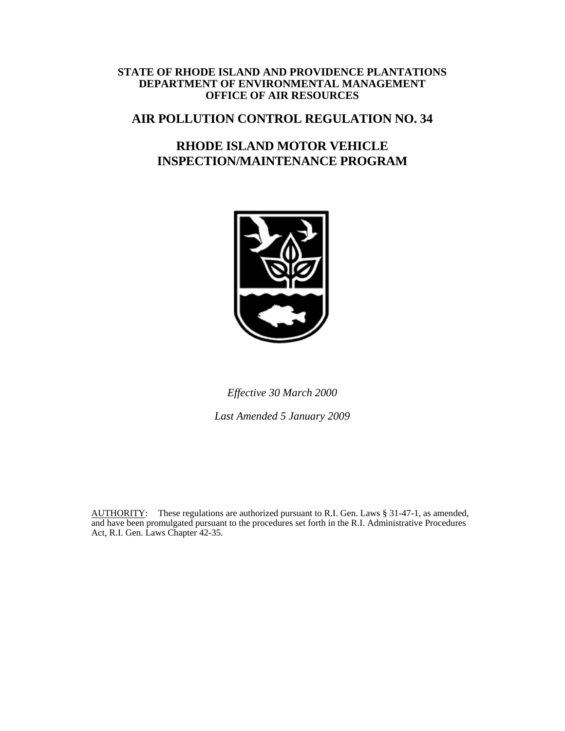**STATE OF RHODE ISLAND AND PROVIDENCE PLANTATIONS**
**DEPARTMENT OF ENVIRONMENTAL MANAGEMENT**
**OFFICE OF AIR RESOURCES**

# AIR POLLUTION CONTROL REGULATION NO. 34

# RHODE ISLAND MOTOR VEHICLE INSPECTION/MAINTENANCE PROGRAM

*Effective 30 March 2000*

*Last Amended 5 January 2009*

AUTHORITY: These regulations are authorized pursuant to R.I. Gen. Laws § 31-47-1, as amended, and have been promulgated pursuant to the procedures set forth in the R.I. Administrative Procedures Act, R.I. Gen. Laws Chapter 42-35.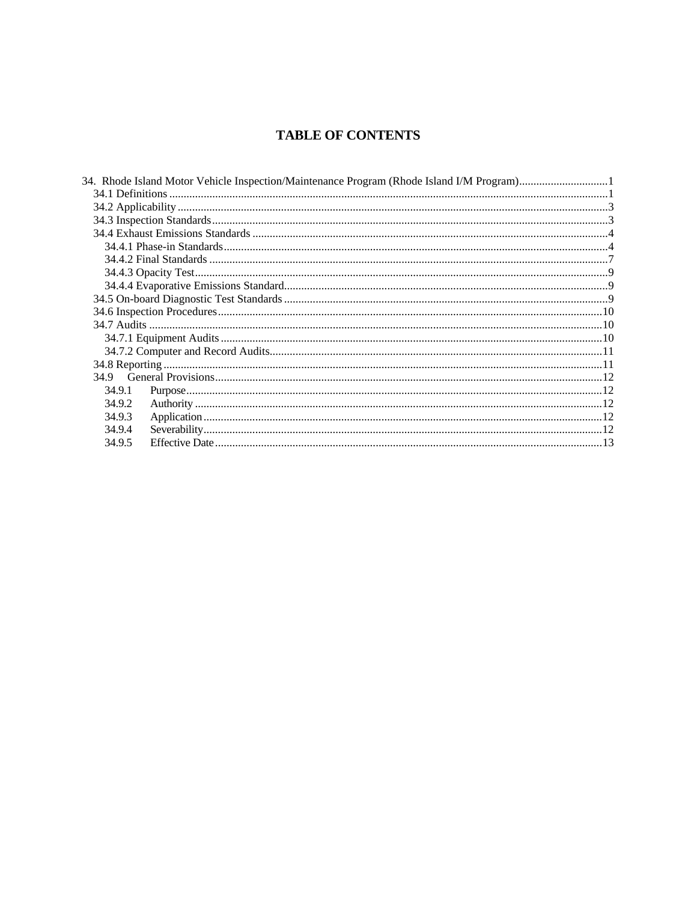# TABLE OF CONTENTS

34. Rhode Island Motor Vehicle Inspection/Maintenance Program (Rhode Island I/M Program)...............................1
- 34.1 Definitions.......................................................................................................................................1
- 34.2 Applicability.....................................................................................................................................3
- 34.3 Inspection Standards........................................................................................................................3
- 34.4 Exhaust Emissions Standards...........................................................................................................4
  - 34.4.1 Phase-in Standards....................................................................................................................4
  - 34.4.2 Final Standards.........................................................................................................................7
  - 34.4.3 Opacity Test..............................................................................................................................9
  - 34.4.4 Evaporative Emissions Standard...............................................................................................9
- 34.5 On-board Diagnostic Test Standards................................................................................................9
- 34.6 Inspection Procedures.....................................................................................................................10
- 34.7 Audits.............................................................................................................................................10
  - 34.7.1 Equipment Audits...................................................................................................................10
  - 34.7.2 Computer and Record Audits..................................................................................................11
- 34.8 Reporting........................................................................................................................................11
- 34.9 General Provisions.....................................................................................................................12
  - 34.9.1 Purpose................................................................................................................................12
  - 34.9.2 Authority.............................................................................................................................12
  - 34.9.3 Application..........................................................................................................................12
  - 34.9.4 Severability..........................................................................................................................12
  - 34.9.5 Effective Date......................................................................................................................13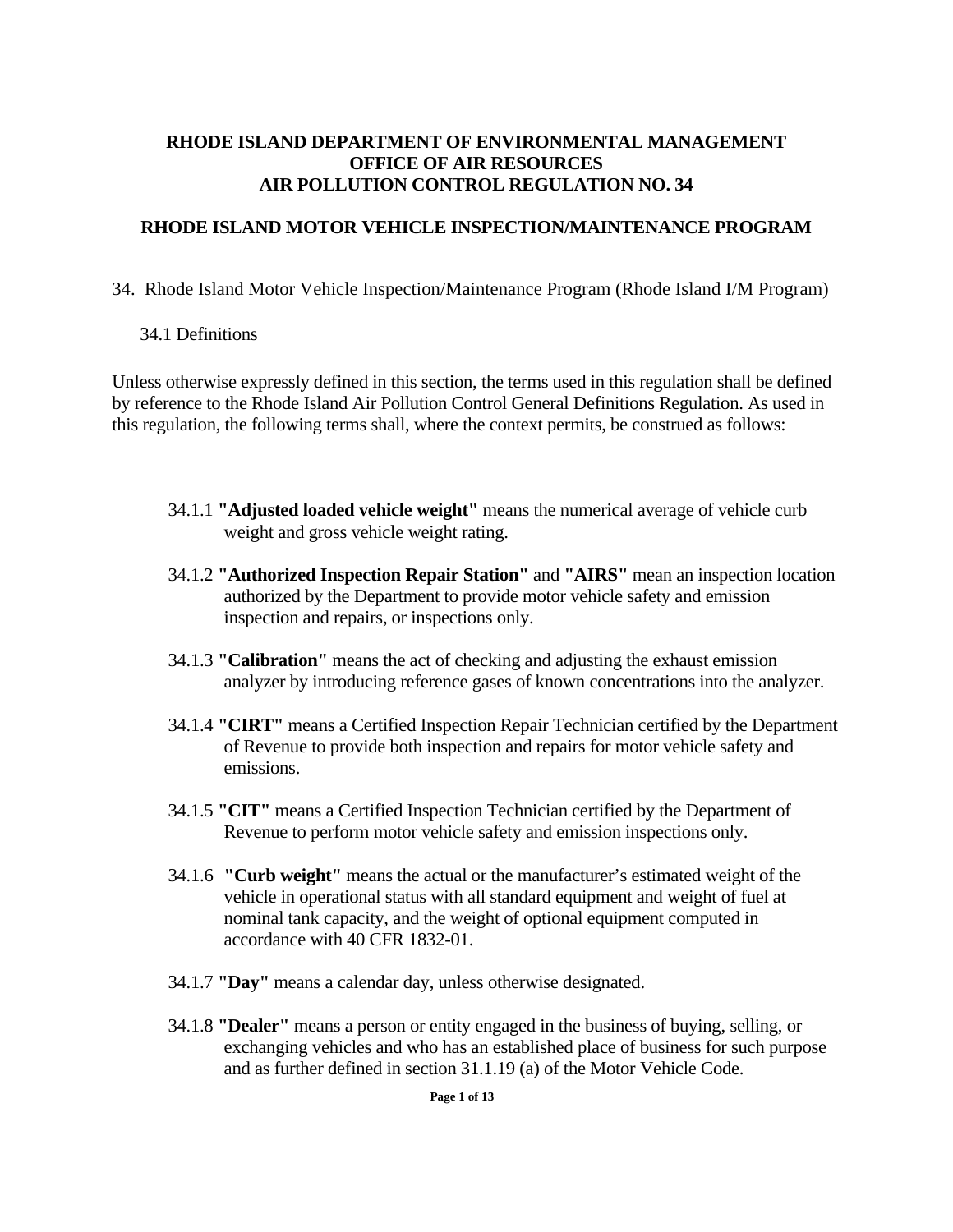**RHODE ISLAND DEPARTMENT OF ENVIRONMENTAL MANAGEMENT**
**OFFICE OF AIR RESOURCES**
**AIR POLLUTION CONTROL REGULATION NO. 34**

# RHODE ISLAND MOTOR VEHICLE INSPECTION/MAINTENANCE PROGRAM

## 34. Rhode Island Motor Vehicle Inspection/Maintenance Program (Rhode Island I/M Program)

### 34.1 Definitions

Unless otherwise expressly defined in this section, the terms used in this regulation shall be defined by reference to the Rhode Island Air Pollution Control General Definitions Regulation. As used in this regulation, the following terms shall, where the context permits, be construed as follows:

34.1.1 **"Adjusted loaded vehicle weight"** means the numerical average of vehicle curb weight and gross vehicle weight rating.

34.1.2 **"Authorized Inspection Repair Station"** and **"AIRS"** mean an inspection location authorized by the Department to provide motor vehicle safety and emission inspection and repairs, or inspections only.

34.1.3 **"Calibration"** means the act of checking and adjusting the exhaust emission analyzer by introducing reference gases of known concentrations into the analyzer.

34.1.4 **"CIRT"** means a Certified Inspection Repair Technician certified by the Department of Revenue to provide both inspection and repairs for motor vehicle safety and emissions.

34.1.5 **"CIT"** means a Certified Inspection Technician certified by the Department of Revenue to perform motor vehicle safety and emission inspections only.

34.1.6 **"Curb weight"** means the actual or the manufacturer's estimated weight of the vehicle in operational status with all standard equipment and weight of fuel at nominal tank capacity, and the weight of optional equipment computed in accordance with 40 CFR 1832-01.

34.1.7 **"Day"** means a calendar day, unless otherwise designated.

34.1.8 **"Dealer"** means a person or entity engaged in the business of buying, selling, or exchanging vehicles and who has an established place of business for such purpose and as further defined in section 31.1.19 (a) of the Motor Vehicle Code.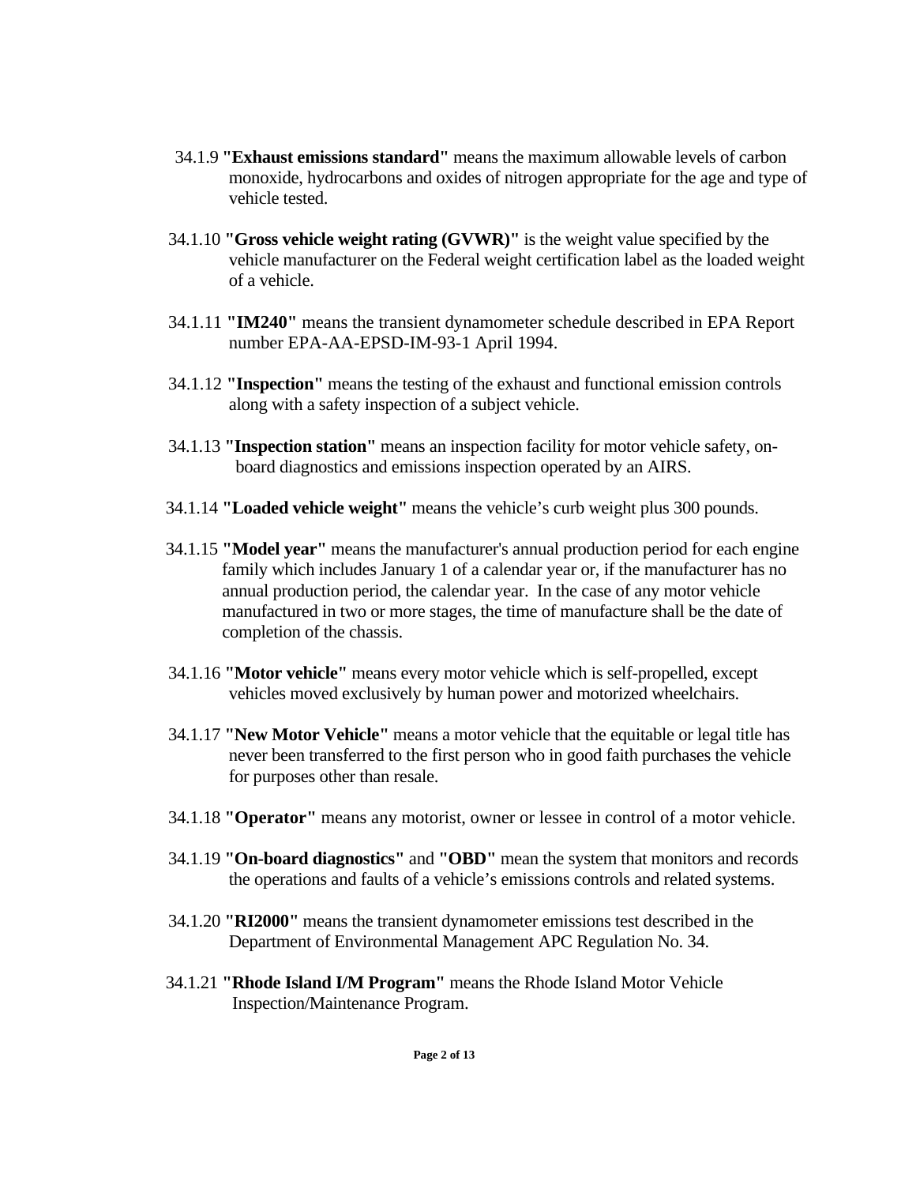34.1.9 **"Exhaust emissions standard"** means the maximum allowable levels of carbon monoxide, hydrocarbons and oxides of nitrogen appropriate for the age and type of vehicle tested.

34.1.10 **"Gross vehicle weight rating (GVWR)"** is the weight value specified by the vehicle manufacturer on the Federal weight certification label as the loaded weight of a vehicle.

34.1.11 **"IM240"** means the transient dynamometer schedule described in EPA Report number EPA-AA-EPSD-IM-93-1 April 1994.

34.1.12 **"Inspection"** means the testing of the exhaust and functional emission controls along with a safety inspection of a subject vehicle.

34.1.13 **"Inspection station"** means an inspection facility for motor vehicle safety, on-board diagnostics and emissions inspection operated by an AIRS.

34.1.14 **"Loaded vehicle weight"** means the vehicle's curb weight plus 300 pounds.

34.1.15 **"Model year"** means the manufacturer's annual production period for each engine family which includes January 1 of a calendar year or, if the manufacturer has no annual production period, the calendar year. In the case of any motor vehicle manufactured in two or more stages, the time of manufacture shall be the date of completion of the chassis.

34.1.16 **"Motor vehicle"** means every motor vehicle which is self-propelled, except vehicles moved exclusively by human power and motorized wheelchairs.

34.1.17 **"New Motor Vehicle"** means a motor vehicle that the equitable or legal title has never been transferred to the first person who in good faith purchases the vehicle for purposes other than resale.

34.1.18 **"Operator"** means any motorist, owner or lessee in control of a motor vehicle.

34.1.19 **"On-board diagnostics"** and **"OBD"** mean the system that monitors and records the operations and faults of a vehicle's emissions controls and related systems.

34.1.20 **"RI2000"** means the transient dynamometer emissions test described in the Department of Environmental Management APC Regulation No. 34.

34.1.21 **"Rhode Island I/M Program"** means the Rhode Island Motor Vehicle Inspection/Maintenance Program.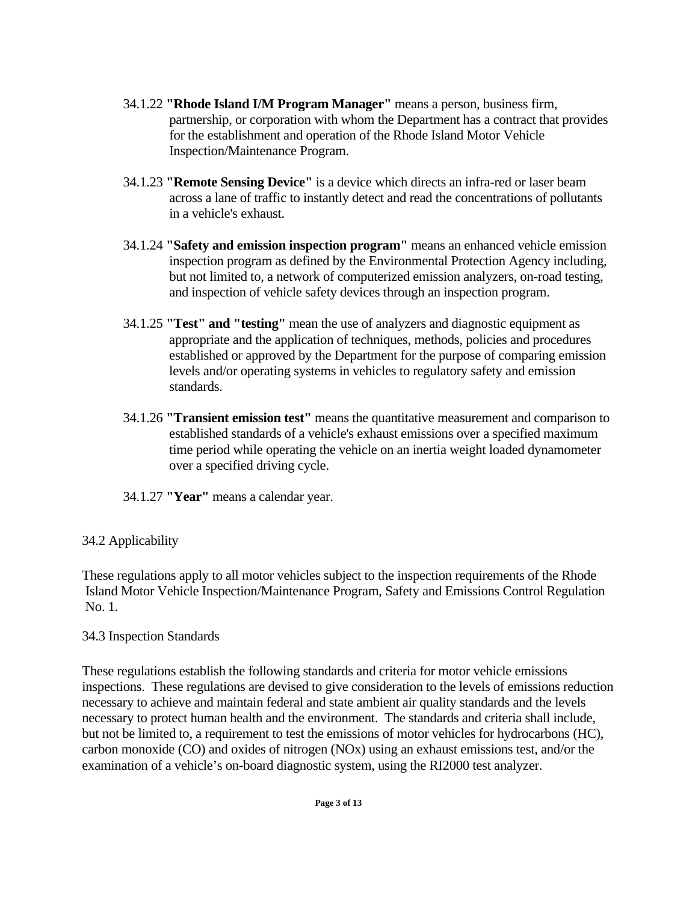34.1.22 **"Rhode Island I/M Program Manager"** means a person, business firm, partnership, or corporation with whom the Department has a contract that provides for the establishment and operation of the Rhode Island Motor Vehicle Inspection/Maintenance Program.

34.1.23 **"Remote Sensing Device"** is a device which directs an infra-red or laser beam across a lane of traffic to instantly detect and read the concentrations of pollutants in a vehicle's exhaust.

34.1.24 **"Safety and emission inspection program"** means an enhanced vehicle emission inspection program as defined by the Environmental Protection Agency including, but not limited to, a network of computerized emission analyzers, on-road testing, and inspection of vehicle safety devices through an inspection program.

34.1.25 **"Test" and "testing"** mean the use of analyzers and diagnostic equipment as appropriate and the application of techniques, methods, policies and procedures established or approved by the Department for the purpose of comparing emission levels and/or operating systems in vehicles to regulatory safety and emission standards.

34.1.26 **"Transient emission test"** means the quantitative measurement and comparison to established standards of a vehicle's exhaust emissions over a specified maximum time period while operating the vehicle on an inertia weight loaded dynamometer over a specified driving cycle.

34.1.27 **"Year"** means a calendar year.

## 34.2 Applicability

These regulations apply to all motor vehicles subject to the inspection requirements of the Rhode Island Motor Vehicle Inspection/Maintenance Program, Safety and Emissions Control Regulation No. 1.

## 34.3 Inspection Standards

These regulations establish the following standards and criteria for motor vehicle emissions inspections. These regulations are devised to give consideration to the levels of emissions reduction necessary to achieve and maintain federal and state ambient air quality standards and the levels necessary to protect human health and the environment. The standards and criteria shall include, but not be limited to, a requirement to test the emissions of motor vehicles for hydrocarbons (HC), carbon monoxide (CO) and oxides of nitrogen (NOx) using an exhaust emissions test, and/or the examination of a vehicle's on-board diagnostic system, using the RI2000 test analyzer.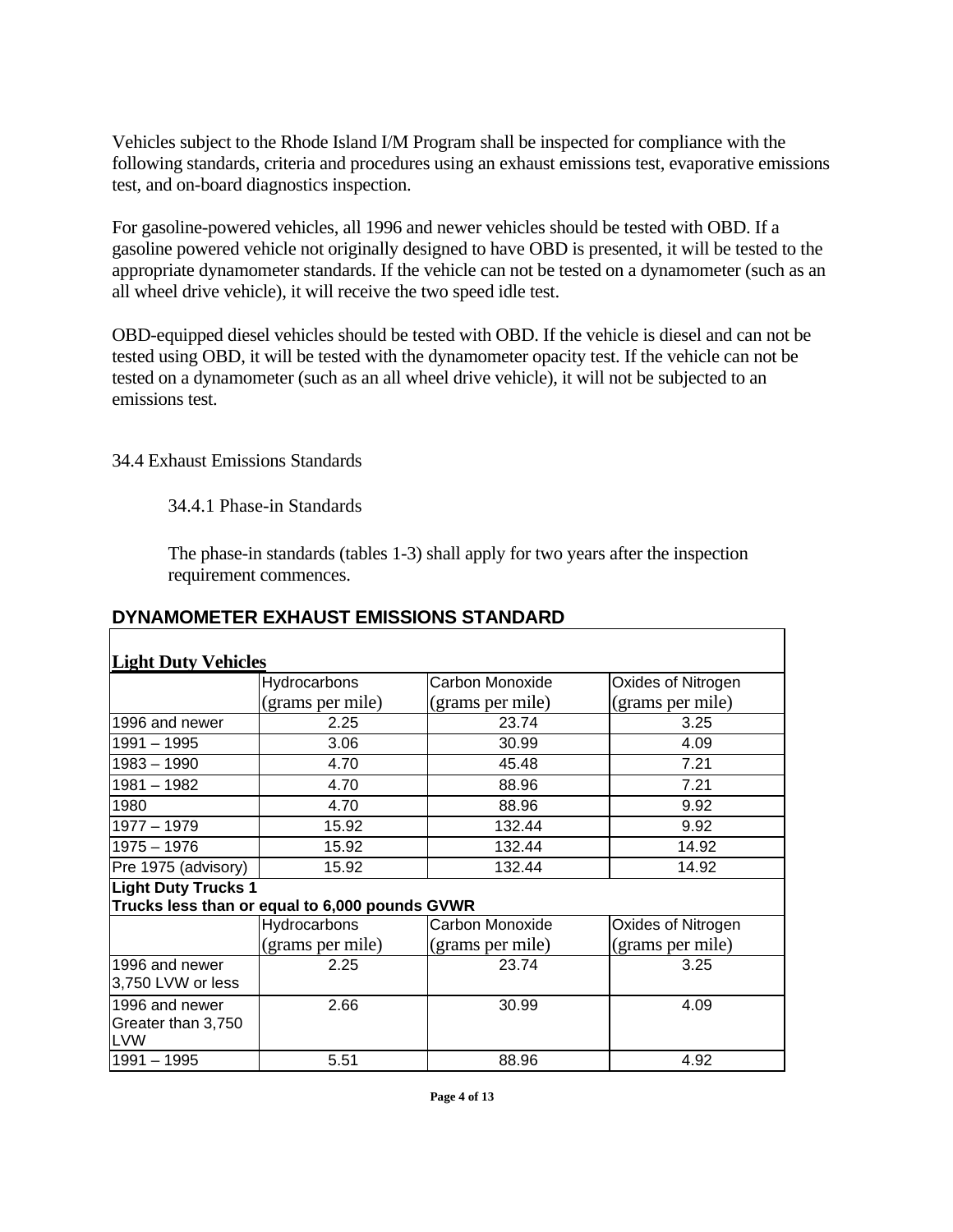Vehicles subject to the Rhode Island I/M Program shall be inspected for compliance with the following standards, criteria and procedures using an exhaust emissions test, evaporative emissions test, and on-board diagnostics inspection.

For gasoline-powered vehicles, all 1996 and newer vehicles should be tested with OBD. If a gasoline powered vehicle not originally designed to have OBD is presented, it will be tested to the appropriate dynamometer standards. If the vehicle can not be tested on a dynamometer (such as an all wheel drive vehicle), it will receive the two speed idle test.

OBD-equipped diesel vehicles should be tested with OBD. If the vehicle is diesel and can not be tested using OBD, it will be tested with the dynamometer opacity test. If the vehicle can not be tested on a dynamometer (such as an all wheel drive vehicle), it will not be subjected to an emissions test.

34.4 Exhaust Emissions Standards

34.4.1 Phase-in Standards

The phase-in standards (tables 1-3) shall apply for two years after the inspection requirement commences.

**DYNAMOMETER EXHAUST EMISSIONS STANDARD**

| **Light Duty Vehicles** | | | |
|---|---|---|---|
| | Hydrocarbons (grams per mile) | Carbon Monoxide (grams per mile) | Oxides of Nitrogen (grams per mile) |
| 1996 and newer | 2.25 | 23.74 | 3.25 |
| 1991 – 1995 | 3.06 | 30.99 | 4.09 |
| 1983 – 1990 | 4.70 | 45.48 | 7.21 |
| 1981 – 1982 | 4.70 | 88.96 | 7.21 |
| 1980 | 4.70 | 88.96 | 9.92 |
| 1977 – 1979 | 15.92 | 132.44 | 9.92 |
| 1975 – 1976 | 15.92 | 132.44 | 14.92 |
| Pre 1975 (advisory) | 15.92 | 132.44 | 14.92 |
| **Light Duty Trucks 1 Trucks less than or equal to 6,000 pounds GVWR** | | | |
| | Hydrocarbons (grams per mile) | Carbon Monoxide (grams per mile) | Oxides of Nitrogen (grams per mile) |
| 1996 and newer 3,750 LVW or less | 2.25 | 23.74 | 3.25 |
| 1996 and newer Greater than 3,750 LVW | 2.66 | 30.99 | 4.09 |
| 1991 – 1995 | 5.51 | 88.96 | 4.92 |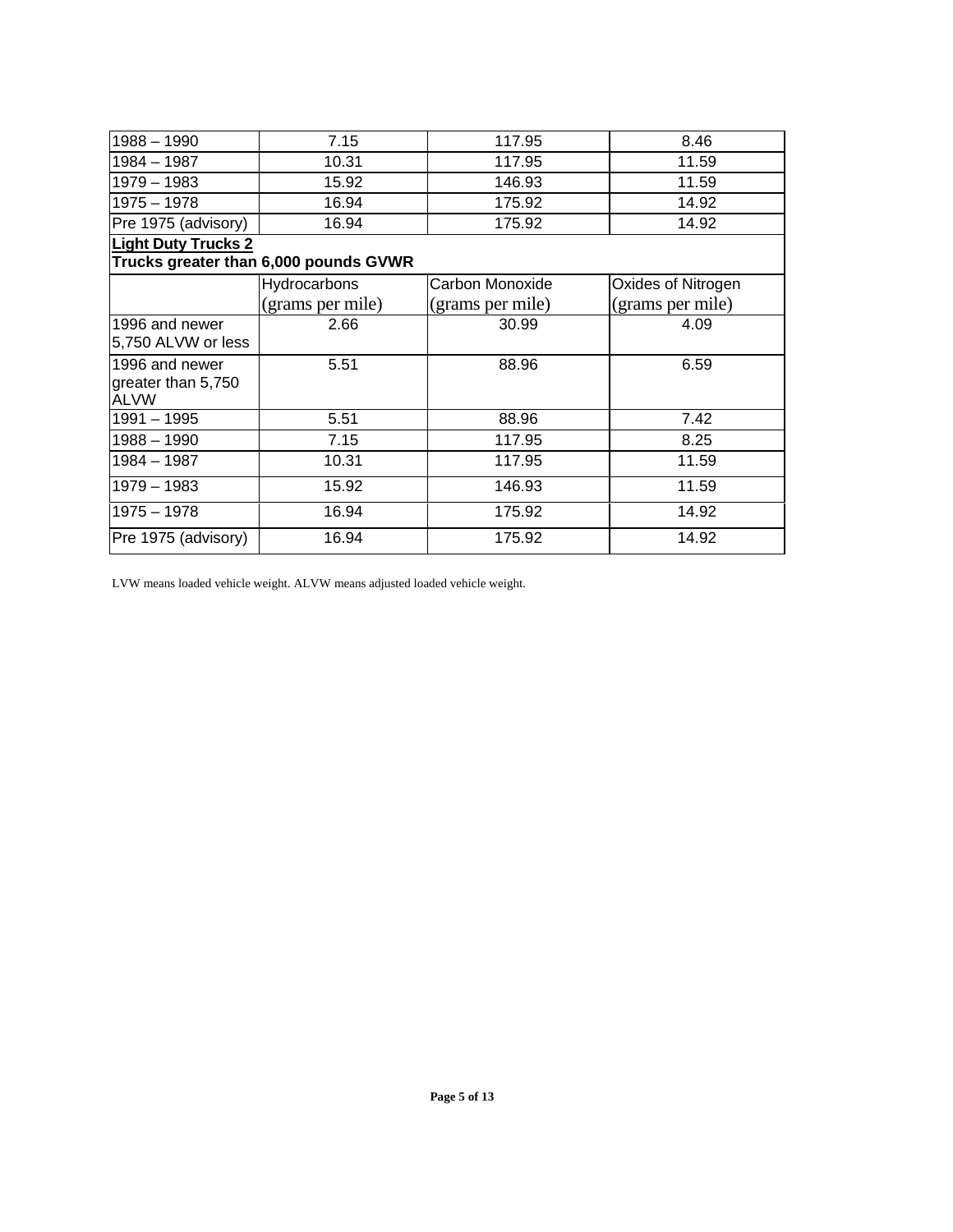| | | | |
|---|---|---|---|
| 1988 – 1990 | 7.15 | 117.95 | 8.46 |
| 1984 – 1987 | 10.31 | 117.95 | 11.59 |
| 1979 – 1983 | 15.92 | 146.93 | 11.59 |
| 1975 – 1978 | 16.94 | 175.92 | 14.92 |
| Pre 1975 (advisory) | 16.94 | 175.92 | 14.92 |

**Light Duty Trucks 2**
**Trucks greater than 6,000 pounds GVWR**

| | Hydrocarbons (grams per mile) | Carbon Monoxide (grams per mile) | Oxides of Nitrogen (grams per mile) |
|---|---|---|---|
| 1996 and newer 5,750 ALVW or less | 2.66 | 30.99 | 4.09 |
| 1996 and newer greater than 5,750 ALVW | 5.51 | 88.96 | 6.59 |
| 1991 – 1995 | 5.51 | 88.96 | 7.42 |
| 1988 – 1990 | 7.15 | 117.95 | 8.25 |
| 1984 – 1987 | 10.31 | 117.95 | 11.59 |
| 1979 – 1983 | 15.92 | 146.93 | 11.59 |
| 1975 – 1978 | 16.94 | 175.92 | 14.92 |
| Pre 1975 (advisory) | 16.94 | 175.92 | 14.92 |

LVW means loaded vehicle weight. ALVW means adjusted loaded vehicle weight.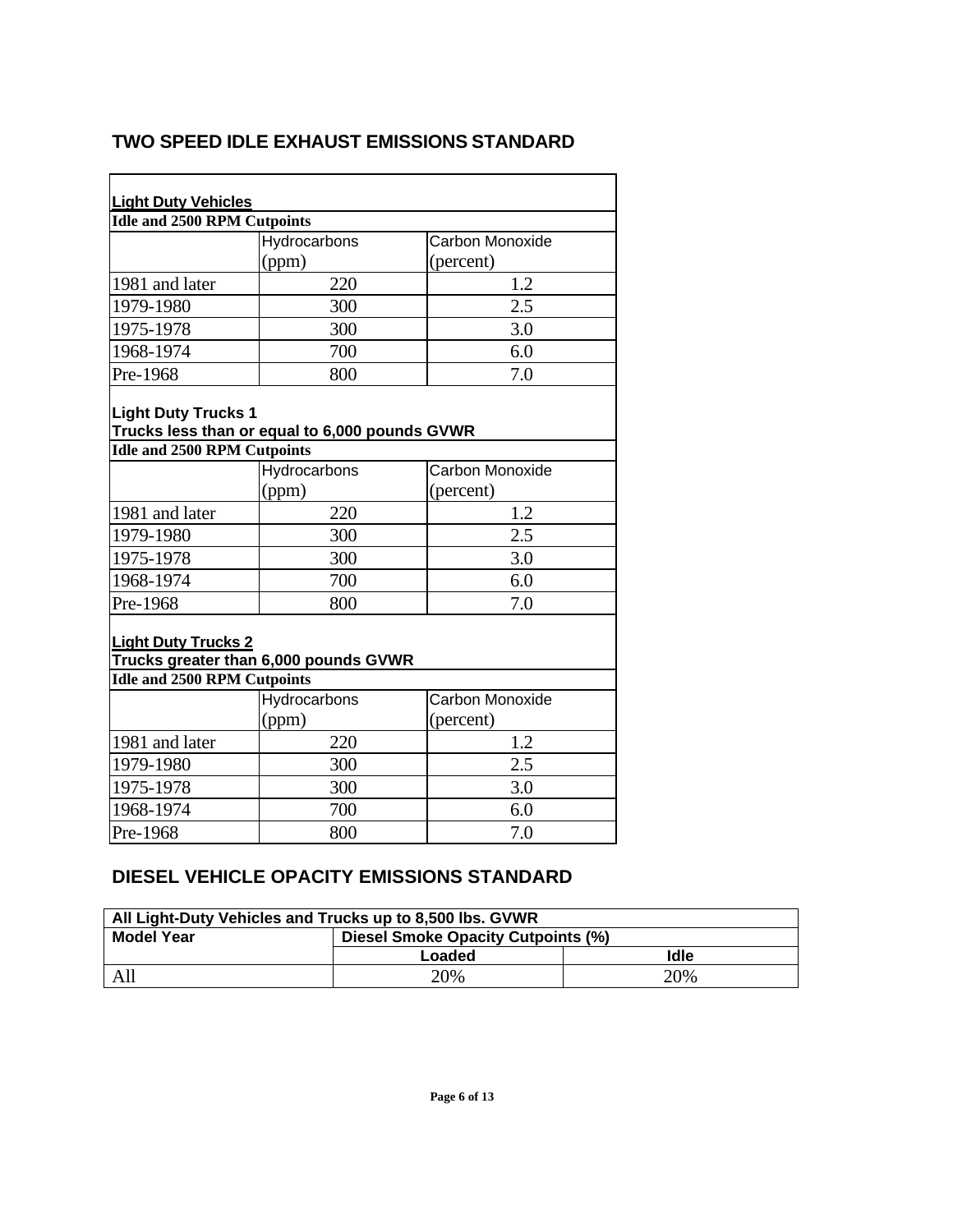## TWO SPEED IDLE EXHAUST EMISSIONS STANDARD

**Light Duty Vehicles**

**Idle and 2500 RPM Cutpoints**

| | Hydrocarbons (ppm) | Carbon Monoxide (percent) |
|---|---|---|
| 1981 and later | 220 | 1.2 |
| 1979-1980 | 300 | 2.5 |
| 1975-1978 | 300 | 3.0 |
| 1968-1974 | 700 | 6.0 |
| Pre-1968 | 800 | 7.0 |

**Light Duty Trucks 1**

**Trucks less than or equal to 6,000 pounds GVWR**

**Idle and 2500 RPM Cutpoints**

| | Hydrocarbons (ppm) | Carbon Monoxide (percent) |
|---|---|---|
| 1981 and later | 220 | 1.2 |
| 1979-1980 | 300 | 2.5 |
| 1975-1978 | 300 | 3.0 |
| 1968-1974 | 700 | 6.0 |
| Pre-1968 | 800 | 7.0 |

**Light Duty Trucks 2**

**Trucks greater than 6,000 pounds GVWR**

**Idle and 2500 RPM Cutpoints**

| | Hydrocarbons (ppm) | Carbon Monoxide (percent) |
|---|---|---|
| 1981 and later | 220 | 1.2 |
| 1979-1980 | 300 | 2.5 |
| 1975-1978 | 300 | 3.0 |
| 1968-1974 | 700 | 6.0 |
| Pre-1968 | 800 | 7.0 |

## DIESEL VEHICLE OPACITY EMISSIONS STANDARD

| All Light-Duty Vehicles and Trucks up to 8,500 lbs. GVWR | | |
|---|---|---|
| **Model Year** | **Diesel Smoke Opacity Cutpoints (%)** | |
| | **Loaded** | **Idle** |
| All | 20% | 20% |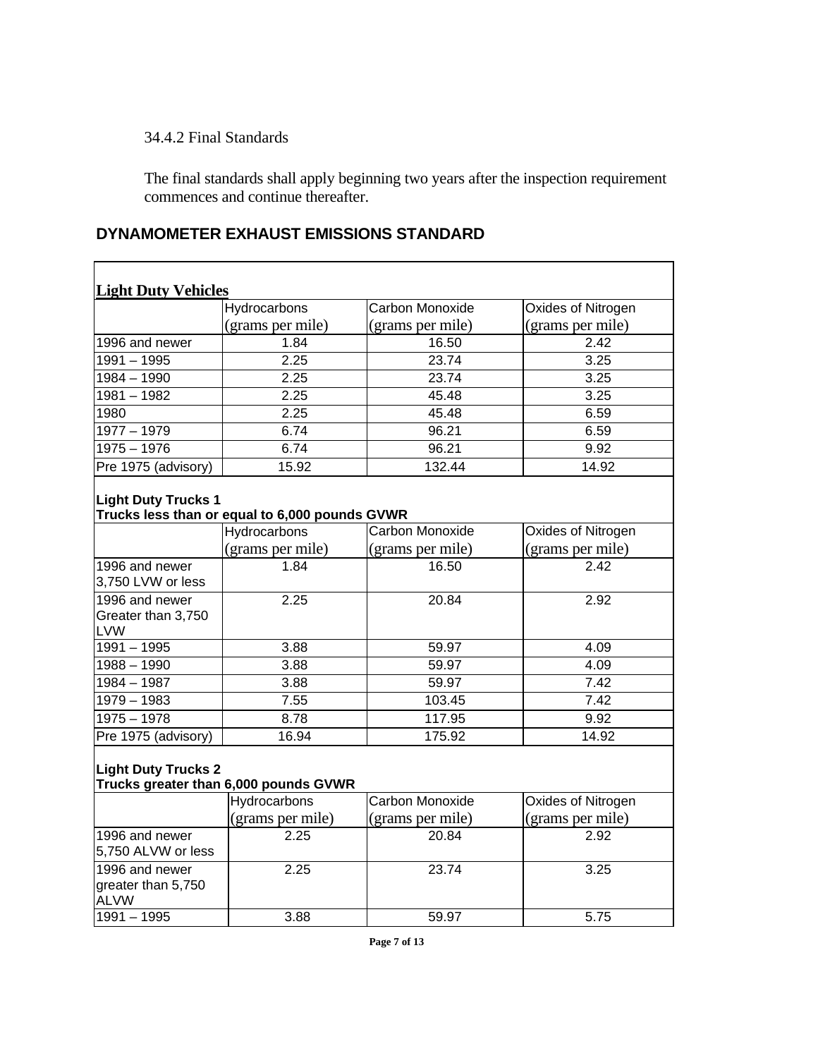34.4.2 Final Standards

The final standards shall apply beginning two years after the inspection requirement commences and continue thereafter.

## DYNAMOMETER EXHAUST EMISSIONS STANDARD

**Light Duty Vehicles**

| | Hydrocarbons (grams per mile) | Carbon Monoxide (grams per mile) | Oxides of Nitrogen (grams per mile) |
|---|---|---|---|
| 1996 and newer | 1.84 | 16.50 | 2.42 |
| 1991 – 1995 | 2.25 | 23.74 | 3.25 |
| 1984 – 1990 | 2.25 | 23.74 | 3.25 |
| 1981 – 1982 | 2.25 | 45.48 | 3.25 |
| 1980 | 2.25 | 45.48 | 6.59 |
| 1977 – 1979 | 6.74 | 96.21 | 6.59 |
| 1975 – 1976 | 6.74 | 96.21 | 9.92 |
| Pre 1975 (advisory) | 15.92 | 132.44 | 14.92 |

**Light Duty Trucks 1**
**Trucks less than or equal to 6,000 pounds GVWR**

| | Hydrocarbons (grams per mile) | Carbon Monoxide (grams per mile) | Oxides of Nitrogen (grams per mile) |
|---|---|---|---|
| 1996 and newer 3,750 LVW or less | 1.84 | 16.50 | 2.42 |
| 1996 and newer Greater than 3,750 LVW | 2.25 | 20.84 | 2.92 |
| 1991 – 1995 | 3.88 | 59.97 | 4.09 |
| 1988 – 1990 | 3.88 | 59.97 | 4.09 |
| 1984 – 1987 | 3.88 | 59.97 | 7.42 |
| 1979 – 1983 | 7.55 | 103.45 | 7.42 |
| 1975 – 1978 | 8.78 | 117.95 | 9.92 |
| Pre 1975 (advisory) | 16.94 | 175.92 | 14.92 |

**Light Duty Trucks 2**
**Trucks greater than 6,000 pounds GVWR**

| | Hydrocarbons (grams per mile) | Carbon Monoxide (grams per mile) | Oxides of Nitrogen (grams per mile) |
|---|---|---|---|
| 1996 and newer 5,750 ALVW or less | 2.25 | 20.84 | 2.92 |
| 1996 and newer greater than 5,750 ALVW | 2.25 | 23.74 | 3.25 |
| 1991 – 1995 | 3.88 | 59.97 | 5.75 |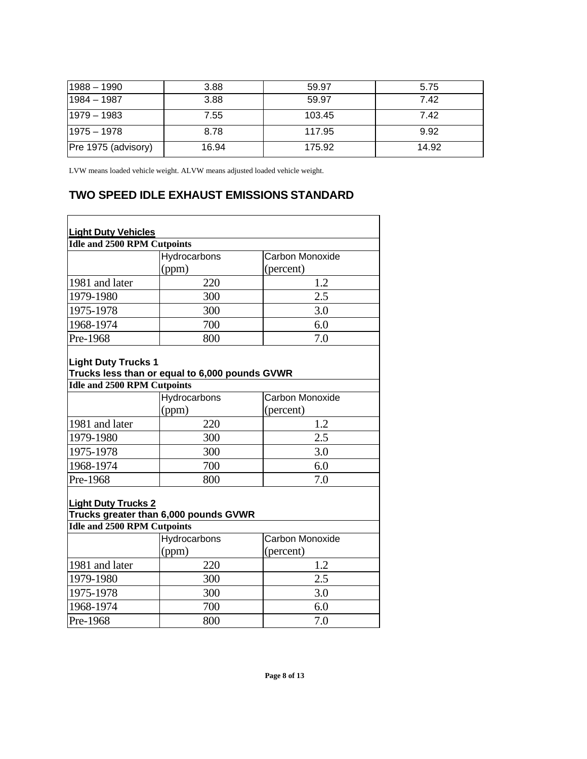| 1988 – 1990 | 3.88 | 59.97 | 5.75 |
|---|---|---|---|
| 1984 – 1987 | 3.88 | 59.97 | 7.42 |
| 1979 – 1983 | 7.55 | 103.45 | 7.42 |
| 1975 – 1978 | 8.78 | 117.95 | 9.92 |
| Pre 1975 (advisory) | 16.94 | 175.92 | 14.92 |

LVW means loaded vehicle weight. ALVW means adjusted loaded vehicle weight.

## TWO SPEED IDLE EXHAUST EMISSIONS STANDARD

**Light Duty Vehicles**

**Idle and 2500 RPM Cutpoints**

| | Hydrocarbons (ppm) | Carbon Monoxide (percent) |
|---|---|---|
| 1981 and later | 220 | 1.2 |
| 1979-1980 | 300 | 2.5 |
| 1975-1978 | 300 | 3.0 |
| 1968-1974 | 700 | 6.0 |
| Pre-1968 | 800 | 7.0 |

**Light Duty Trucks 1**
**Trucks less than or equal to 6,000 pounds GVWR**

**Idle and 2500 RPM Cutpoints**

| | Hydrocarbons (ppm) | Carbon Monoxide (percent) |
|---|---|---|
| 1981 and later | 220 | 1.2 |
| 1979-1980 | 300 | 2.5 |
| 1975-1978 | 300 | 3.0 |
| 1968-1974 | 700 | 6.0 |
| Pre-1968 | 800 | 7.0 |

**Light Duty Trucks 2**
**Trucks greater than 6,000 pounds GVWR**

**Idle and 2500 RPM Cutpoints**

| | Hydrocarbons (ppm) | Carbon Monoxide (percent) |
|---|---|---|
| 1981 and later | 220 | 1.2 |
| 1979-1980 | 300 | 2.5 |
| 1975-1978 | 300 | 3.0 |
| 1968-1974 | 700 | 6.0 |
| Pre-1968 | 800 | 7.0 |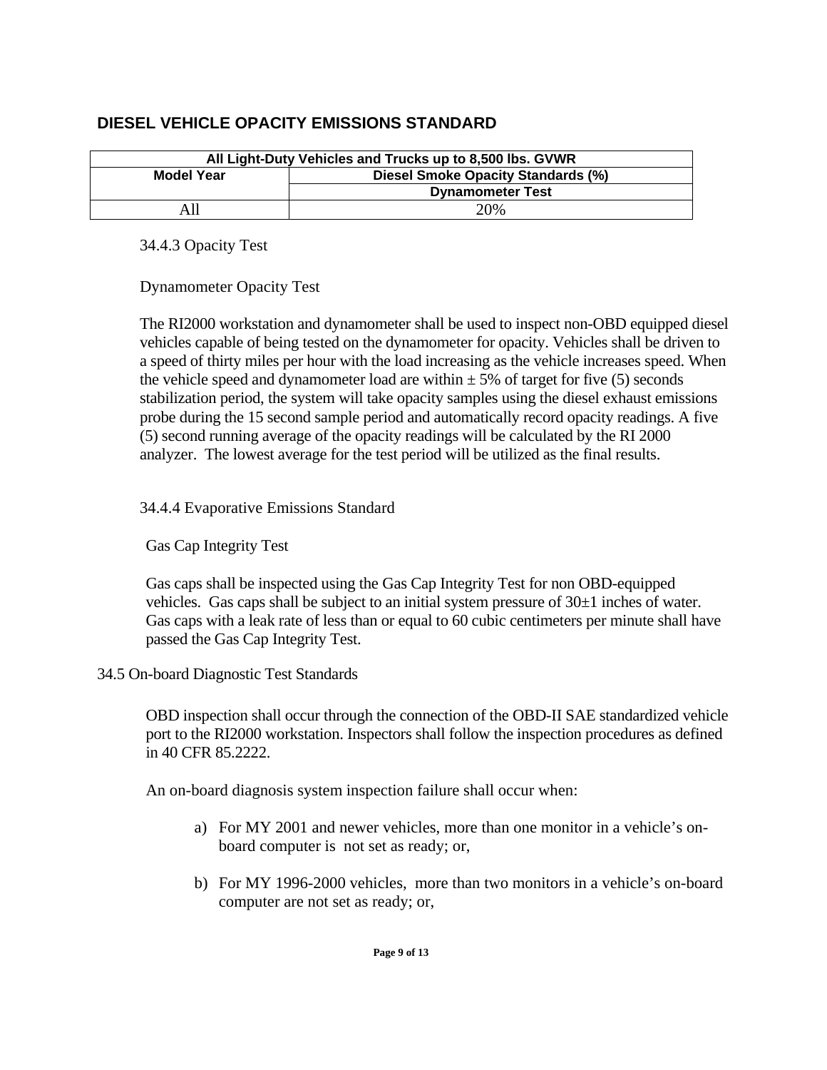## DIESEL VEHICLE OPACITY EMISSIONS STANDARD

| All Light-Duty Vehicles and Trucks up to 8,500 lbs. GVWR | |
|---|---|
| **Model Year** | **Diesel Smoke Opacity Standards (%)** |
| | **Dynamometer Test** |
| All | 20% |

34.4.3 Opacity Test

Dynamometer Opacity Test

The RI2000 workstation and dynamometer shall be used to inspect non-OBD equipped diesel vehicles capable of being tested on the dynamometer for opacity. Vehicles shall be driven to a speed of thirty miles per hour with the load increasing as the vehicle increases speed. When the vehicle speed and dynamometer load are within ± 5% of target for five (5) seconds stabilization period, the system will take opacity samples using the diesel exhaust emissions probe during the 15 second sample period and automatically record opacity readings. A five (5) second running average of the opacity readings will be calculated by the RI 2000 analyzer. The lowest average for the test period will be utilized as the final results.

34.4.4 Evaporative Emissions Standard

Gas Cap Integrity Test

Gas caps shall be inspected using the Gas Cap Integrity Test for non OBD-equipped vehicles. Gas caps shall be subject to an initial system pressure of 30±1 inches of water. Gas caps with a leak rate of less than or equal to 60 cubic centimeters per minute shall have passed the Gas Cap Integrity Test.

34.5 On-board Diagnostic Test Standards

OBD inspection shall occur through the connection of the OBD-II SAE standardized vehicle port to the RI2000 workstation. Inspectors shall follow the inspection procedures as defined in 40 CFR 85.2222.

An on-board diagnosis system inspection failure shall occur when:

a) For MY 2001 and newer vehicles, more than one monitor in a vehicle's on-board computer is not set as ready; or,

b) For MY 1996-2000 vehicles, more than two monitors in a vehicle's on-board computer are not set as ready; or,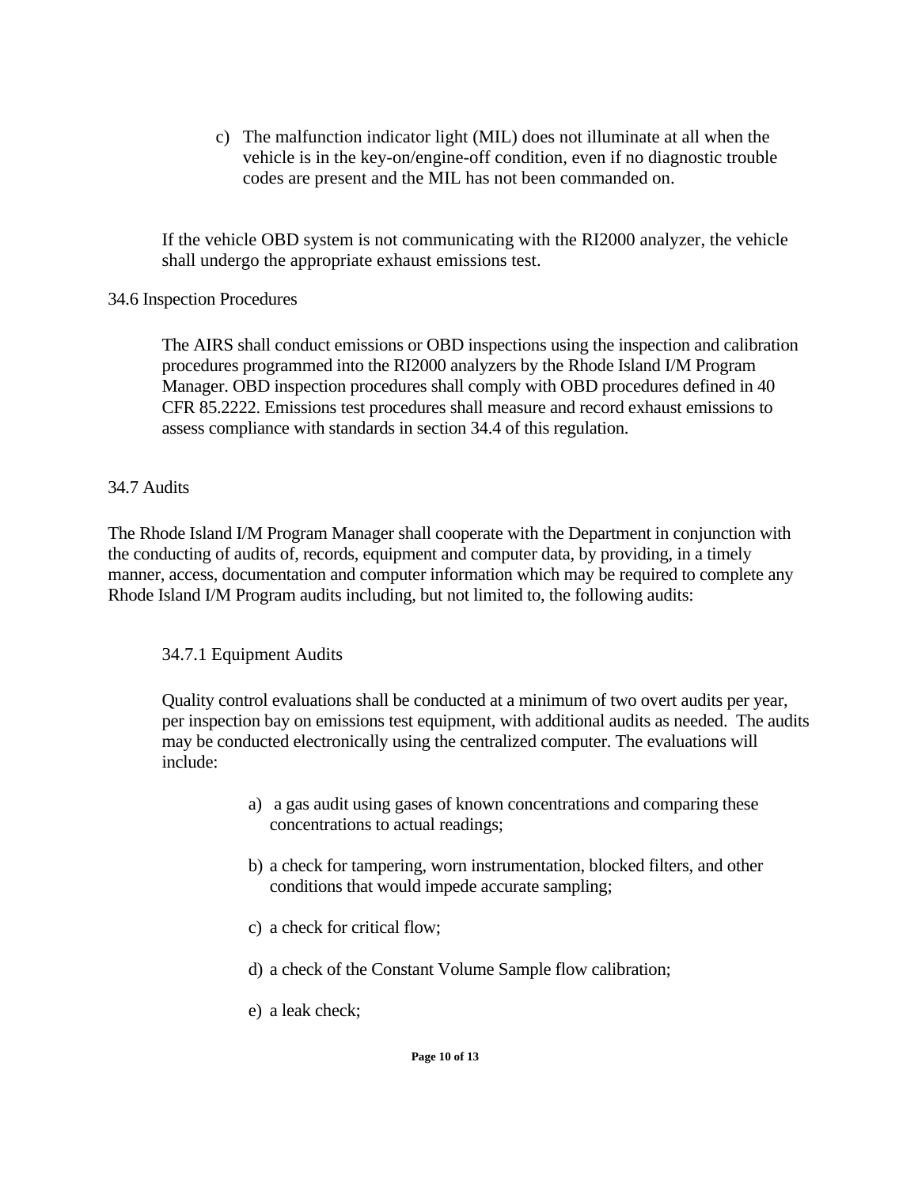c) The malfunction indicator light (MIL) does not illuminate at all when the vehicle is in the key-on/engine-off condition, even if no diagnostic trouble codes are present and the MIL has not been commanded on.

If the vehicle OBD system is not communicating with the RI2000 analyzer, the vehicle shall undergo the appropriate exhaust emissions test.

34.6 Inspection Procedures

The AIRS shall conduct emissions or OBD inspections using the inspection and calibration procedures programmed into the RI2000 analyzers by the Rhode Island I/M Program Manager. OBD inspection procedures shall comply with OBD procedures defined in 40 CFR 85.2222. Emissions test procedures shall measure and record exhaust emissions to assess compliance with standards in section 34.4 of this regulation.

34.7 Audits

The Rhode Island I/M Program Manager shall cooperate with the Department in conjunction with the conducting of audits of, records, equipment and computer data, by providing, in a timely manner, access, documentation and computer information which may be required to complete any Rhode Island I/M Program audits including, but not limited to, the following audits:

34.7.1 Equipment Audits

Quality control evaluations shall be conducted at a minimum of two overt audits per year, per inspection bay on emissions test equipment, with additional audits as needed. The audits may be conducted electronically using the centralized computer. The evaluations will include:

a) a gas audit using gases of known concentrations and comparing these concentrations to actual readings;

b) a check for tampering, worn instrumentation, blocked filters, and other conditions that would impede accurate sampling;

c) a check for critical flow;

d) a check of the Constant Volume Sample flow calibration;

e) a leak check;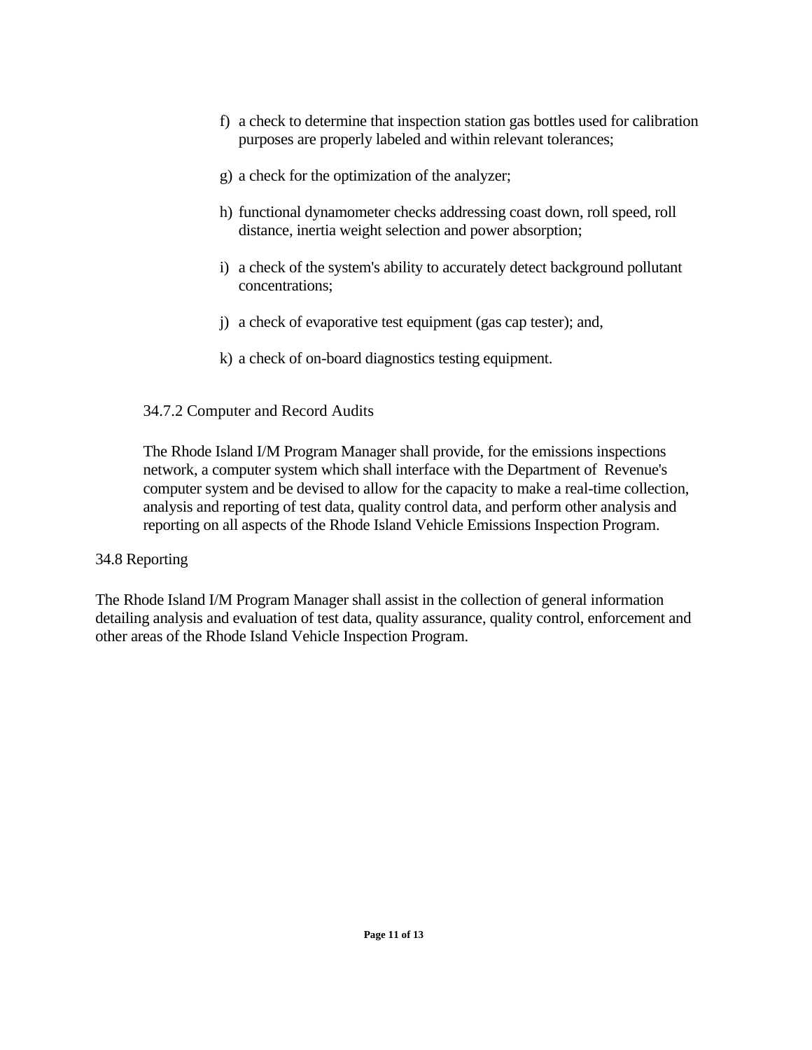f) a check to determine that inspection station gas bottles used for calibration purposes are properly labeled and within relevant tolerances;

g) a check for the optimization of the analyzer;

h) functional dynamometer checks addressing coast down, roll speed, roll distance, inertia weight selection and power absorption;

i) a check of the system's ability to accurately detect background pollutant concentrations;

j) a check of evaporative test equipment (gas cap tester); and,

k) a check of on-board diagnostics testing equipment.

### 34.7.2 Computer and Record Audits

The Rhode Island I/M Program Manager shall provide, for the emissions inspections network, a computer system which shall interface with the Department of Revenue's computer system and be devised to allow for the capacity to make a real-time collection, analysis and reporting of test data, quality control data, and perform other analysis and reporting on all aspects of the Rhode Island Vehicle Emissions Inspection Program.

## 34.8 Reporting

The Rhode Island I/M Program Manager shall assist in the collection of general information detailing analysis and evaluation of test data, quality assurance, quality control, enforcement and other areas of the Rhode Island Vehicle Inspection Program.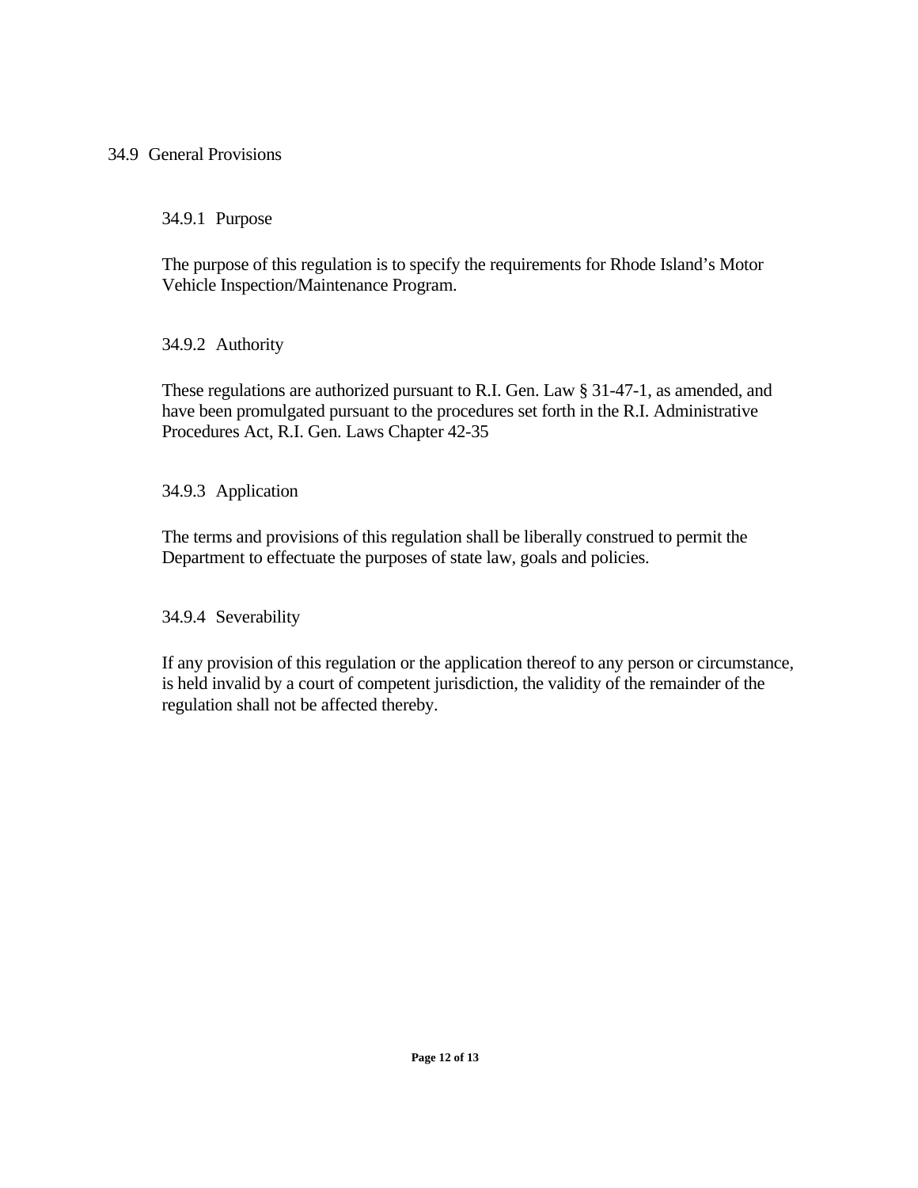## 34.9 General Provisions

### 34.9.1 Purpose

The purpose of this regulation is to specify the requirements for Rhode Island's Motor Vehicle Inspection/Maintenance Program.

### 34.9.2 Authority

These regulations are authorized pursuant to R.I. Gen. Law § 31-47-1, as amended, and have been promulgated pursuant to the procedures set forth in the R.I. Administrative Procedures Act, R.I. Gen. Laws Chapter 42-35

### 34.9.3 Application

The terms and provisions of this regulation shall be liberally construed to permit the Department to effectuate the purposes of state law, goals and policies.

### 34.9.4 Severability

If any provision of this regulation or the application thereof to any person or circumstance, is held invalid by a court of competent jurisdiction, the validity of the remainder of the regulation shall not be affected thereby.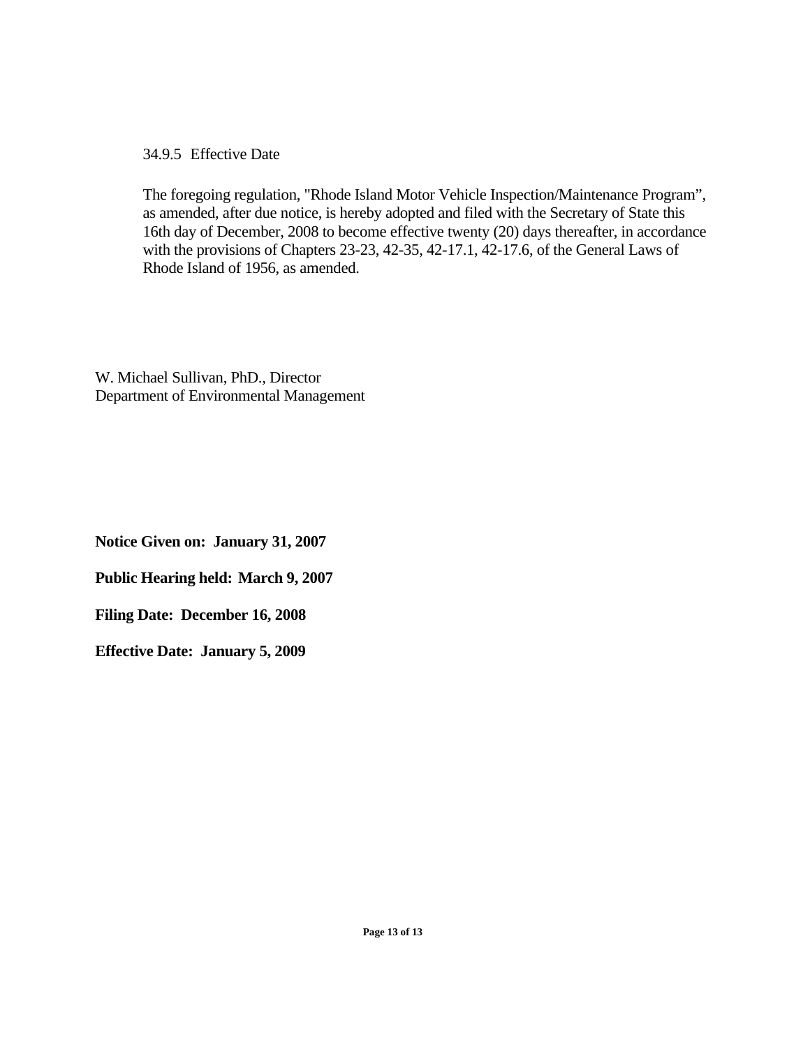34.9.5 Effective Date

The foregoing regulation, "Rhode Island Motor Vehicle Inspection/Maintenance Program", as amended, after due notice, is hereby adopted and filed with the Secretary of State this 16th day of December, 2008 to become effective twenty (20) days thereafter, in accordance with the provisions of Chapters 23-23, 42-35, 42-17.1, 42-17.6, of the General Laws of Rhode Island of 1956, as amended.

W. Michael Sullivan, PhD., Director
Department of Environmental Management

**Notice Given on: January 31, 2007**

**Public Hearing held: March 9, 2007**

**Filing Date: December 16, 2008**

**Effective Date: January 5, 2009**